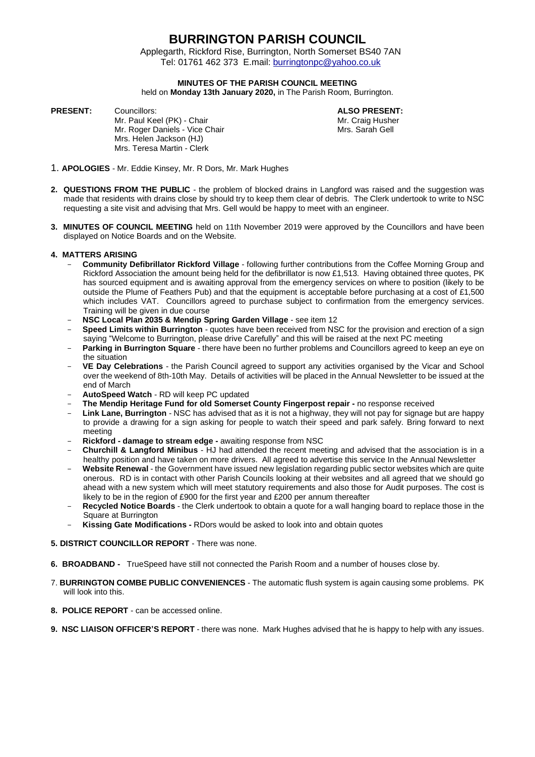# BURRINGTON PARISH COUNCIL

Applegarth, Rickford Rise, Burrington, North Somerset BS40 7AN
Tel: 01761 462 373 E.mail: burringtonpc@yahoo.co.uk

**MINUTES OF THE PARISH COUNCIL MEETING**
held on **Monday 13th January 2020,** in The Parish Room, Burrington.

**PRESENT:** Councillors:
Mr. Paul Keel (PK) - Chair
Mr. Roger Daniels - Vice Chair
Mrs. Helen Jackson (HJ)
Mrs. Teresa Martin - Clerk

**ALSO PRESENT:**
Mr. Craig Husher
Mrs. Sarah Gell

1. **APOLOGIES** - Mr. Eddie Kinsey, Mr. R Dors, Mr. Mark Hughes

2. **QUESTIONS FROM THE PUBLIC** - the problem of blocked drains in Langford was raised and the suggestion was made that residents with drains close by should try to keep them clear of debris. The Clerk undertook to write to NSC requesting a site visit and advising that Mrs. Gell would be happy to meet with an engineer.

3. **MINUTES OF COUNCIL MEETING** held on 11th November 2019 were approved by the Councillors and have been displayed on Notice Boards and on the Website.

4. **MATTERS ARISING**
   - **Community Defibrillator Rickford Village** - following further contributions from the Coffee Morning Group and Rickford Association the amount being held for the defibrillator is now £1,513. Having obtained three quotes, PK has sourced equipment and is awaiting approval from the emergency services on where to position (likely to be outside the Plume of Feathers Pub) and that the equipment is acceptable before purchasing at a cost of £1,500 which includes VAT. Councillors agreed to purchase subject to confirmation from the emergency services. Training will be given in due course
   - **NSC Local Plan 2035 & Mendip Spring Garden Village** - see item 12
   - **Speed Limits within Burrington** - quotes have been received from NSC for the provision and erection of a sign saying "Welcome to Burrington, please drive Carefully" and this will be raised at the next PC meeting
   - **Parking in Burrington Square** - there have been no further problems and Councillors agreed to keep an eye on the situation
   - **VE Day Celebrations** - the Parish Council agreed to support any activities organised by the Vicar and School over the weekend of 8th-10th May. Details of activities will be placed in the Annual Newsletter to be issued at the end of March
   - **AutoSpeed Watch** - RD will keep PC updated
   - **The Mendip Heritage Fund for old Somerset County Fingerpost repair -** no response received
   - **Link Lane, Burrington** - NSC has advised that as it is not a highway, they will not pay for signage but are happy to provide a drawing for a sign asking for people to watch their speed and park safely. Bring forward to next meeting
   - **Rickford - damage to stream edge -** awaiting response from NSC
   - **Churchill & Langford Minibus** - HJ had attended the recent meeting and advised that the association is in a healthy position and have taken on more drivers. All agreed to advertise this service In the Annual Newsletter
   - **Website Renewal** - the Government have issued new legislation regarding public sector websites which are quite onerous. RD is in contact with other Parish Councils looking at their websites and all agreed that we should go ahead with a new system which will meet statutory requirements and also those for Audit purposes. The cost is likely to be in the region of £900 for the first year and £200 per annum thereafter
   - **Recycled Notice Boards** - the Clerk undertook to obtain a quote for a wall hanging board to replace those in the Square at Burrington
   - **Kissing Gate Modifications -** RDors would be asked to look into and obtain quotes

5. **DISTRICT COUNCILLOR REPORT** - There was none.

6. **BROADBAND -** TrueSpeed have still not connected the Parish Room and a number of houses close by.

7. **BURRINGTON COMBE PUBLIC CONVENIENCES** - The automatic flush system is again causing some problems. PK will look into this.

8. **POLICE REPORT** - can be accessed online.

9. **NSC LIAISON OFFICER'S REPORT** - there was none. Mark Hughes advised that he is happy to help with any issues.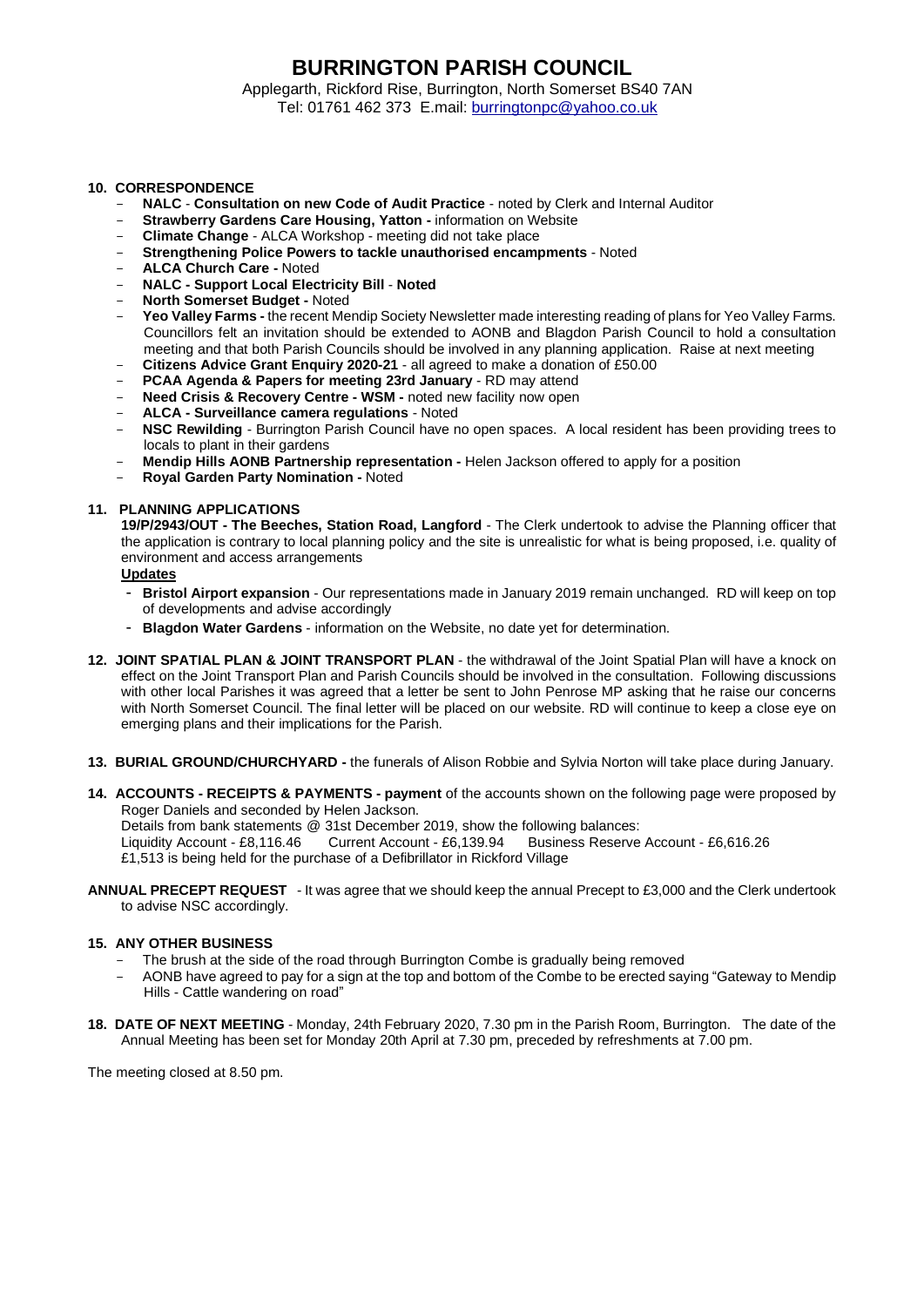# BURRINGTON PARISH COUNCIL

Applegarth, Rickford Rise, Burrington, North Somerset BS40 7AN
Tel: 01761 462 373 E.mail: burringtonpc@yahoo.co.uk

**10. CORRESPONDENCE**

- **NALC** - **Consultation on new Code of Audit Practice** - noted by Clerk and Internal Auditor
- **Strawberry Gardens Care Housing, Yatton -** information on Website
- **Climate Change** - ALCA Workshop - meeting did not take place
- **Strengthening Police Powers to tackle unauthorised encampments** - Noted
- **ALCA Church Care -** Noted
- **NALC - Support Local Electricity Bill** - **Noted**
- **North Somerset Budget -** Noted
- **Yeo Valley Farms -** the recent Mendip Society Newsletter made interesting reading of plans for Yeo Valley Farms. Councillors felt an invitation should be extended to AONB and Blagdon Parish Council to hold a consultation meeting and that both Parish Councils should be involved in any planning application. Raise at next meeting
- **Citizens Advice Grant Enquiry 2020-21** - all agreed to make a donation of £50.00
- **PCAA Agenda & Papers for meeting 23rd January** - RD may attend
- **Need Crisis & Recovery Centre - WSM -** noted new facility now open
- **ALCA - Surveillance camera regulations** - Noted
- **NSC Rewilding** - Burrington Parish Council have no open spaces. A local resident has been providing trees to locals to plant in their gardens
- **Mendip Hills AONB Partnership representation -** Helen Jackson offered to apply for a position
- **Royal Garden Party Nomination -** Noted

**11. PLANNING APPLICATIONS**

**19/P/2943/OUT - The Beeches, Station Road, Langford** - The Clerk undertook to advise the Planning officer that the application is contrary to local planning policy and the site is unrealistic for what is being proposed, i.e. quality of environment and access arrangements

**Updates**

- **Bristol Airport expansion** - Our representations made in January 2019 remain unchanged. RD will keep on top of developments and advise accordingly
- **Blagdon Water Gardens** - information on the Website, no date yet for determination.

**12. JOINT SPATIAL PLAN & JOINT TRANSPORT PLAN** - the withdrawal of the Joint Spatial Plan will have a knock on effect on the Joint Transport Plan and Parish Councils should be involved in the consultation. Following discussions with other local Parishes it was agreed that a letter be sent to John Penrose MP asking that he raise our concerns with North Somerset Council. The final letter will be placed on our website. RD will continue to keep a close eye on emerging plans and their implications for the Parish.

**13. BURIAL GROUND/CHURCHYARD -** the funerals of Alison Robbie and Sylvia Norton will take place during January.

**14. ACCOUNTS - RECEIPTS & PAYMENTS - payment** of the accounts shown on the following page were proposed by Roger Daniels and seconded by Helen Jackson.
Details from bank statements @ 31st December 2019, show the following balances:
Liquidity Account - £8,116.46 Current Account - £6,139.94 Business Reserve Account - £6,616.26
£1,513 is being held for the purchase of a Defibrillator in Rickford Village

**ANNUAL PRECEPT REQUEST** - It was agree that we should keep the annual Precept to £3,000 and the Clerk undertook to advise NSC accordingly.

**15. ANY OTHER BUSINESS**

- The brush at the side of the road through Burrington Combe is gradually being removed
- AONB have agreed to pay for a sign at the top and bottom of the Combe to be erected saying "Gateway to Mendip Hills - Cattle wandering on road"

**18. DATE OF NEXT MEETING** - Monday, 24th February 2020, 7.30 pm in the Parish Room, Burrington. The date of the Annual Meeting has been set for Monday 20th April at 7.30 pm, preceded by refreshments at 7.00 pm.

The meeting closed at 8.50 pm.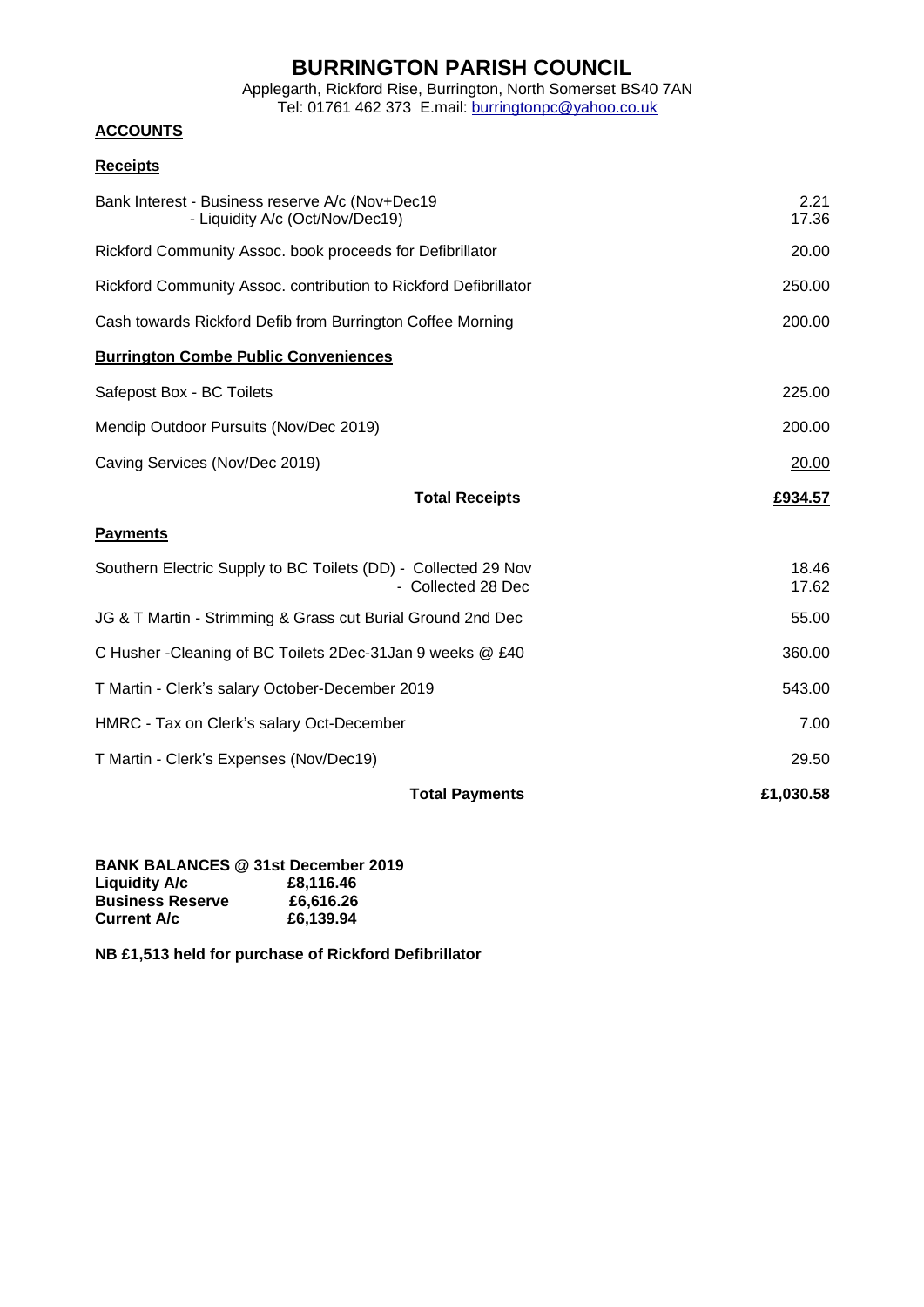# BURRINGTON PARISH COUNCIL

Applegarth, Rickford Rise, Burrington, North Somerset BS40 7AN
Tel: 01761 462 373 E.mail: burringtonpc@yahoo.co.uk

## ACCOUNTS

### Receipts

| | |
|---|---|
| Bank Interest - Business reserve A/c (Nov+Dec19 | 2.21 |
| - Liquidity A/c (Oct/Nov/Dec19) | 17.36 |
| Rickford Community Assoc. book proceeds for Defibrillator | 20.00 |
| Rickford Community Assoc. contribution to Rickford Defibrillator | 250.00 |
| Cash towards Rickford Defib from Burrington Coffee Morning | 200.00 |
| **Burrington Combe Public Conveniences** | |
| Safepost Box - BC Toilets | 225.00 |
| Mendip Outdoor Pursuits (Nov/Dec 2019) | 200.00 |
| Caving Services (Nov/Dec 2019) | 20.00 |
| **Total Receipts** | **£934.57** |

### Payments

| | |
|---|---|
| Southern Electric Supply to BC Toilets (DD) - Collected 29 Nov | 18.46 |
| - Collected 28 Dec | 17.62 |
| JG & T Martin - Strimming & Grass cut Burial Ground 2nd Dec | 55.00 |
| C Husher -Cleaning of BC Toilets 2Dec-31Jan 9 weeks @ £40 | 360.00 |
| T Martin - Clerk's salary October-December 2019 | 543.00 |
| HMRC - Tax on Clerk's salary Oct-December | 7.00 |
| T Martin - Clerk's Expenses (Nov/Dec19) | 29.50 |
| **Total Payments** | **£1,030.58** |

**BANK BALANCES @ 31st December 2019**

| | |
|---|---|
| **Liquidity A/c** | **£8,116.46** |
| **Business Reserve** | **£6,616.26** |
| **Current A/c** | **£6,139.94** |

**NB £1,513 held for purchase of Rickford Defibrillator**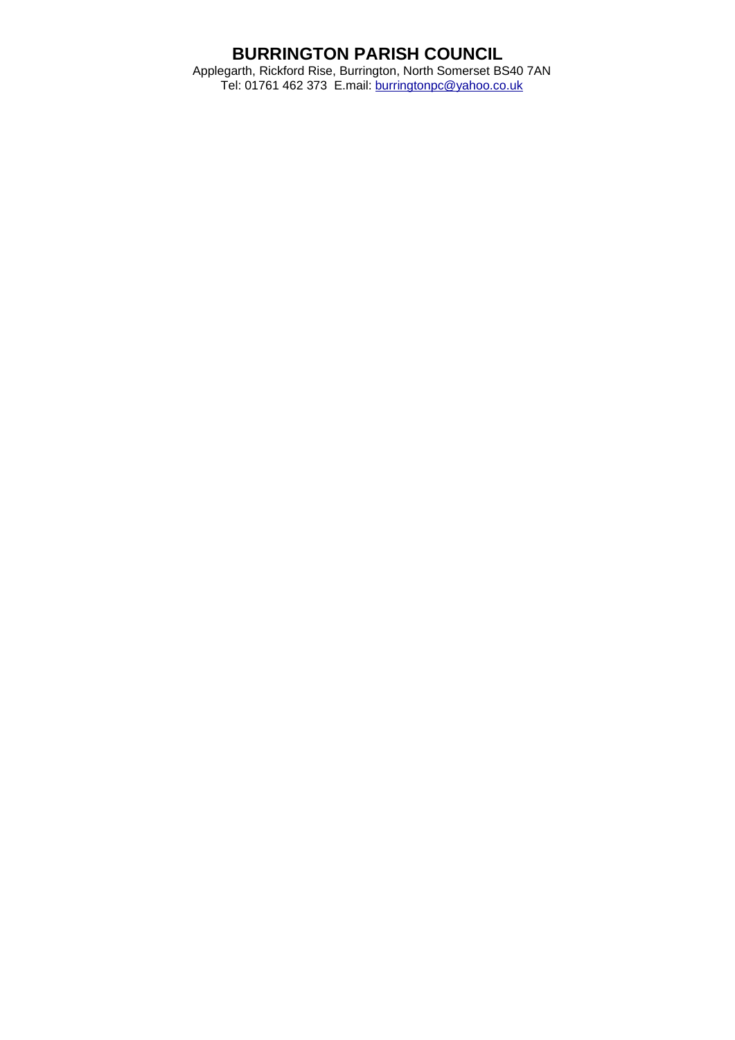# BURRINGTON PARISH COUNCIL

Applegarth, Rickford Rise, Burrington, North Somerset BS40 7AN
Tel: 01761 462 373 E.mail: burringtonpc@yahoo.co.uk